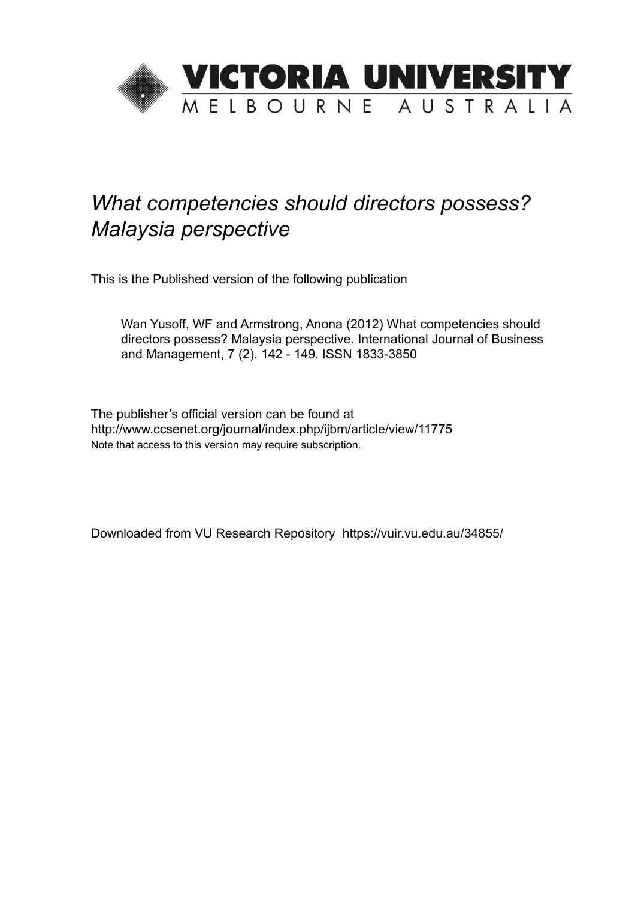VICTORIA UNIVERSITY
MELBOURNE AUSTRALIA

*What competencies should directors possess? Malaysia perspective*

This is the Published version of the following publication

Wan Yusoff, WF and Armstrong, Anona (2012) What competencies should directors possess? Malaysia perspective. International Journal of Business and Management, 7 (2). 142 - 149. ISSN 1833-3850

The publisher's official version can be found at
http://www.ccsenet.org/journal/index.php/ijbm/article/view/11775
Note that access to this version may require subscription.

Downloaded from VU Research Repository https://vuir.vu.edu.au/34855/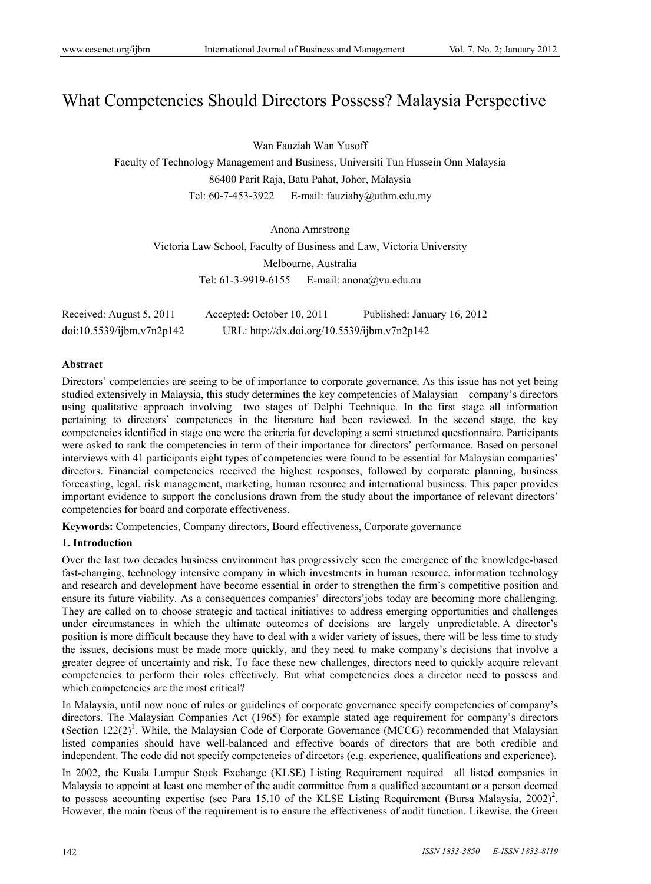# What Competencies Should Directors Possess? Malaysia Perspective

Wan Fauziah Wan Yusoff

Faculty of Technology Management and Business, Universiti Tun Hussein Onn Malaysia

86400 Parit Raja, Batu Pahat, Johor, Malaysia

Tel: 60-7-453-3922 E-mail: fauziahy@uthm.edu.my

Anona Amrstrong

Victoria Law School, Faculty of Business and Law, Victoria University

Melbourne, Australia

Tel: 61-3-9919-6155 E-mail: anona@vu.edu.au

Received: August 5, 2011 Accepted: October 10, 2011 Published: January 16, 2012

doi:10.5539/ijbm.v7n2p142 URL: http://dx.doi.org/10.5539/ijbm.v7n2p142

**Abstract**

Directors' competencies are seeing to be of importance to corporate governance. As this issue has not yet being studied extensively in Malaysia, this study determines the key competencies of Malaysian company's directors using qualitative approach involving two stages of Delphi Technique. In the first stage all information pertaining to directors' competences in the literature had been reviewed. In the second stage, the key competencies identified in stage one were the criteria for developing a semi structured questionnaire. Participants were asked to rank the competencies in term of their importance for directors' performance. Based on personel interviews with 41 participants eight types of competencies were found to be essential for Malaysian companies' directors. Financial competencies received the highest responses, followed by corporate planning, business forecasting, legal, risk management, marketing, human resource and international business. This paper provides important evidence to support the conclusions drawn from the study about the importance of relevant directors' competencies for board and corporate effectiveness.

**Keywords:** Competencies, Company directors, Board effectiveness, Corporate governance

## 1. Introduction

Over the last two decades business environment has progressively seen the emergence of the knowledge-based fast-changing, technology intensive company in which investments in human resource, information technology and research and development have become essential in order to strengthen the firm's competitive position and ensure its future viability. As a consequences companies' directors'jobs today are becoming more challenging. They are called on to choose strategic and tactical initiatives to address emerging opportunities and challenges under circumstances in which the ultimate outcomes of decisions are largely unpredictable. A director's position is more difficult because they have to deal with a wider variety of issues, there will be less time to study the issues, decisions must be made more quickly, and they need to make company's decisions that involve a greater degree of uncertainty and risk. To face these new challenges, directors need to quickly acquire relevant competencies to perform their roles effectively. But what competencies does a director need to possess and which competencies are the most critical?

In Malaysia, until now none of rules or guidelines of corporate governance specify competencies of company's directors. The Malaysian Companies Act (1965) for example stated age requirement for company's directors (Section 122(2)[1]. While, the Malaysian Code of Corporate Governance (MCCG) recommended that Malaysian listed companies should have well-balanced and effective boards of directors that are both credible and independent. The code did not specify competencies of directors (e.g. experience, qualifications and experience).

In 2002, the Kuala Lumpur Stock Exchange (KLSE) Listing Requirement required all listed companies in Malaysia to appoint at least one member of the audit committee from a qualified accountant or a person deemed to possess accounting expertise (see Para 15.10 of the KLSE Listing Requirement (Bursa Malaysia, 2002)[2]. However, the main focus of the requirement is to ensure the effectiveness of audit function. Likewise, the Green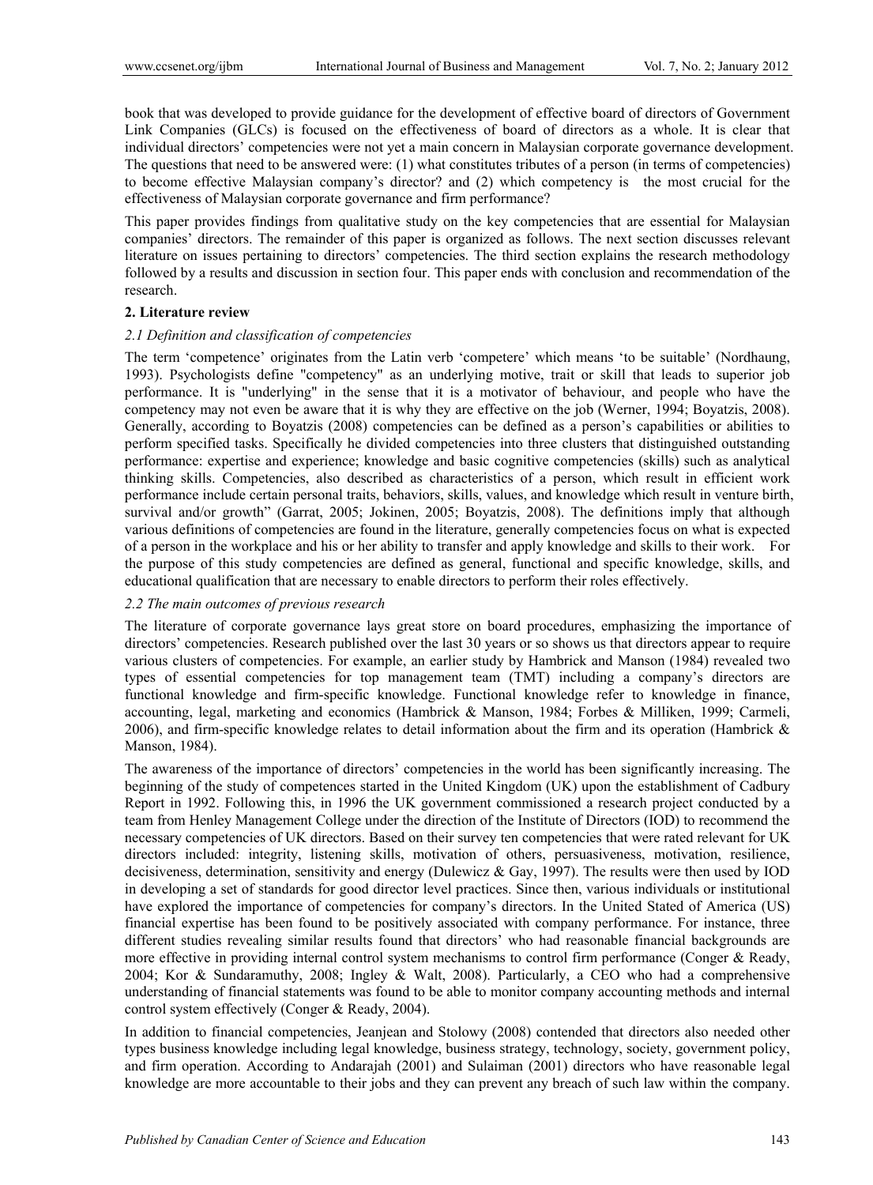book that was developed to provide guidance for the development of effective board of directors of Government Link Companies (GLCs) is focused on the effectiveness of board of directors as a whole. It is clear that individual directors' competencies were not yet a main concern in Malaysian corporate governance development. The questions that need to be answered were: (1) what constitutes tributes of a person (in terms of competencies) to become effective Malaysian company's director? and (2) which competency is the most crucial for the effectiveness of Malaysian corporate governance and firm performance?

This paper provides findings from qualitative study on the key competencies that are essential for Malaysian companies' directors. The remainder of this paper is organized as follows. The next section discusses relevant literature on issues pertaining to directors' competencies. The third section explains the research methodology followed by a results and discussion in section four. This paper ends with conclusion and recommendation of the research.

## 2. Literature review

### *2.1 Definition and classification of competencies*

The term 'competence' originates from the Latin verb 'competere' which means 'to be suitable' (Nordhaung, 1993). Psychologists define "competency" as an underlying motive, trait or skill that leads to superior job performance. It is "underlying" in the sense that it is a motivator of behaviour, and people who have the competency may not even be aware that it is why they are effective on the job (Werner, 1994; Boyatzis, 2008). Generally, according to Boyatzis (2008) competencies can be defined as a person's capabilities or abilities to perform specified tasks. Specifically he divided competencies into three clusters that distinguished outstanding performance: expertise and experience; knowledge and basic cognitive competencies (skills) such as analytical thinking skills. Competencies, also described as characteristics of a person, which result in efficient work performance include certain personal traits, behaviors, skills, values, and knowledge which result in venture birth, survival and/or growth" (Garrat, 2005; Jokinen, 2005; Boyatzis, 2008). The definitions imply that although various definitions of competencies are found in the literature, generally competencies focus on what is expected of a person in the workplace and his or her ability to transfer and apply knowledge and skills to their work. For the purpose of this study competencies are defined as general, functional and specific knowledge, skills, and educational qualification that are necessary to enable directors to perform their roles effectively.

### *2.2 The main outcomes of previous research*

The literature of corporate governance lays great store on board procedures, emphasizing the importance of directors' competencies. Research published over the last 30 years or so shows us that directors appear to require various clusters of competencies. For example, an earlier study by Hambrick and Manson (1984) revealed two types of essential competencies for top management team (TMT) including a company's directors are functional knowledge and firm-specific knowledge. Functional knowledge refer to knowledge in finance, accounting, legal, marketing and economics (Hambrick & Manson, 1984; Forbes & Milliken, 1999; Carmeli, 2006), and firm-specific knowledge relates to detail information about the firm and its operation (Hambrick & Manson, 1984).

The awareness of the importance of directors' competencies in the world has been significantly increasing. The beginning of the study of competences started in the United Kingdom (UK) upon the establishment of Cadbury Report in 1992. Following this, in 1996 the UK government commissioned a research project conducted by a team from Henley Management College under the direction of the Institute of Directors (IOD) to recommend the necessary competencies of UK directors. Based on their survey ten competencies that were rated relevant for UK directors included: integrity, listening skills, motivation of others, persuasiveness, motivation, resilience, decisiveness, determination, sensitivity and energy (Dulewicz & Gay, 1997). The results were then used by IOD in developing a set of standards for good director level practices. Since then, various individuals or institutional have explored the importance of competencies for company's directors. In the United Stated of America (US) financial expertise has been found to be positively associated with company performance. For instance, three different studies revealing similar results found that directors' who had reasonable financial backgrounds are more effective in providing internal control system mechanisms to control firm performance (Conger & Ready, 2004; Kor & Sundaramuthy, 2008; Ingley & Walt, 2008). Particularly, a CEO who had a comprehensive understanding of financial statements was found to be able to monitor company accounting methods and internal control system effectively (Conger & Ready, 2004).

In addition to financial competencies, Jeanjean and Stolowy (2008) contended that directors also needed other types business knowledge including legal knowledge, business strategy, technology, society, government policy, and firm operation. According to Andarajah (2001) and Sulaiman (2001) directors who have reasonable legal knowledge are more accountable to their jobs and they can prevent any breach of such law within the company.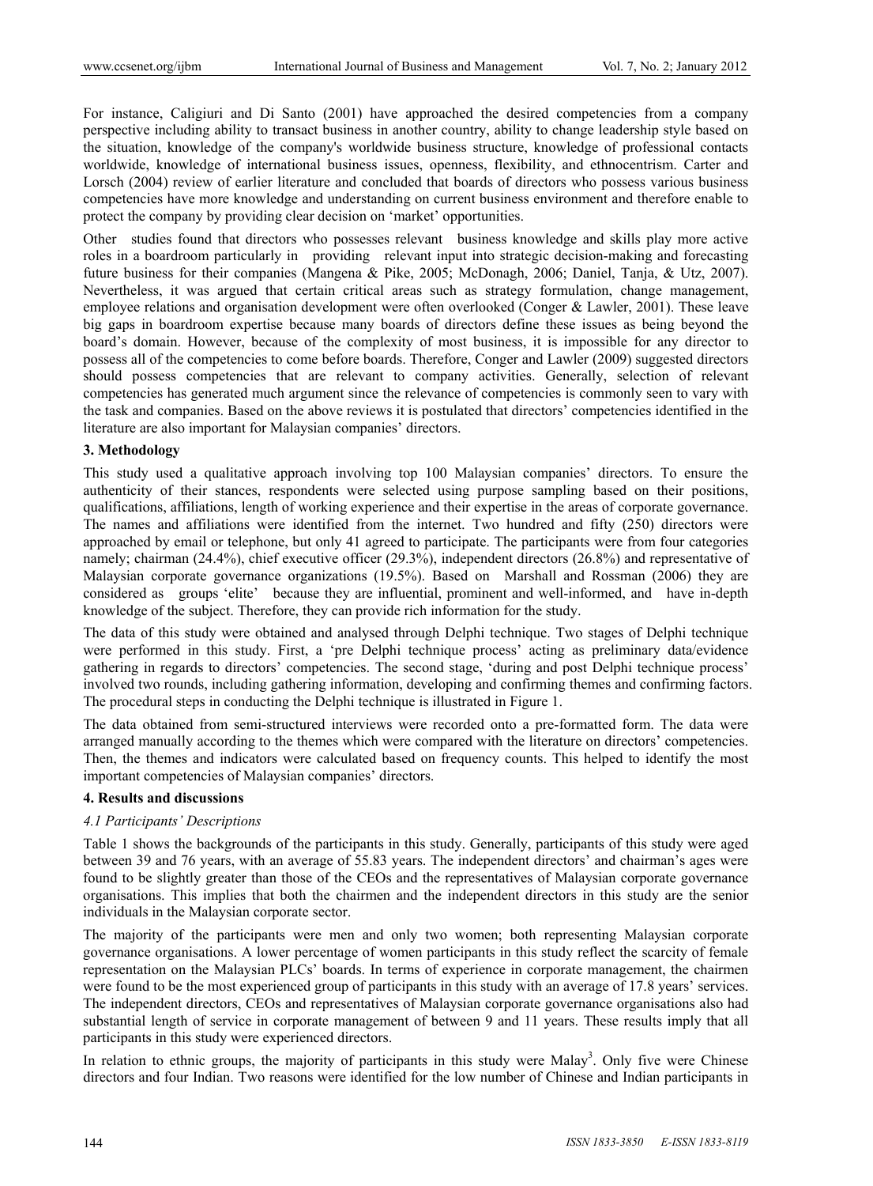For instance, Caligiuri and Di Santo (2001) have approached the desired competencies from a company perspective including ability to transact business in another country, ability to change leadership style based on the situation, knowledge of the company's worldwide business structure, knowledge of professional contacts worldwide, knowledge of international business issues, openness, flexibility, and ethnocentrism. Carter and Lorsch (2004) review of earlier literature and concluded that boards of directors who possess various business competencies have more knowledge and understanding on current business environment and therefore enable to protect the company by providing clear decision on 'market' opportunities.

Other studies found that directors who possesses relevant business knowledge and skills play more active roles in a boardroom particularly in providing relevant input into strategic decision-making and forecasting future business for their companies (Mangena & Pike, 2005; McDonagh, 2006; Daniel, Tanja, & Utz, 2007). Nevertheless, it was argued that certain critical areas such as strategy formulation, change management, employee relations and organisation development were often overlooked (Conger & Lawler, 2001). These leave big gaps in boardroom expertise because many boards of directors define these issues as being beyond the board's domain. However, because of the complexity of most business, it is impossible for any director to possess all of the competencies to come before boards. Therefore, Conger and Lawler (2009) suggested directors should possess competencies that are relevant to company activities. Generally, selection of relevant competencies has generated much argument since the relevance of competencies is commonly seen to vary with the task and companies. Based on the above reviews it is postulated that directors' competencies identified in the literature are also important for Malaysian companies' directors.

## 3. Methodology

This study used a qualitative approach involving top 100 Malaysian companies' directors. To ensure the authenticity of their stances, respondents were selected using purpose sampling based on their positions, qualifications, affiliations, length of working experience and their expertise in the areas of corporate governance. The names and affiliations were identified from the internet. Two hundred and fifty (250) directors were approached by email or telephone, but only 41 agreed to participate. The participants were from four categories namely; chairman (24.4%), chief executive officer (29.3%), independent directors (26.8%) and representative of Malaysian corporate governance organizations (19.5%). Based on Marshall and Rossman (2006) they are considered as groups 'elite' because they are influential, prominent and well-informed, and have in-depth knowledge of the subject. Therefore, they can provide rich information for the study.

The data of this study were obtained and analysed through Delphi technique. Two stages of Delphi technique were performed in this study. First, a 'pre Delphi technique process' acting as preliminary data/evidence gathering in regards to directors' competencies. The second stage, 'during and post Delphi technique process' involved two rounds, including gathering information, developing and confirming themes and confirming factors. The procedural steps in conducting the Delphi technique is illustrated in Figure 1.

The data obtained from semi-structured interviews were recorded onto a pre-formatted form. The data were arranged manually according to the themes which were compared with the literature on directors' competencies. Then, the themes and indicators were calculated based on frequency counts. This helped to identify the most important competencies of Malaysian companies' directors.

## 4. Results and discussions

### *4.1 Participants' Descriptions*

Table 1 shows the backgrounds of the participants in this study. Generally, participants of this study were aged between 39 and 76 years, with an average of 55.83 years. The independent directors' and chairman's ages were found to be slightly greater than those of the CEOs and the representatives of Malaysian corporate governance organisations. This implies that both the chairmen and the independent directors in this study are the senior individuals in the Malaysian corporate sector.

The majority of the participants were men and only two women; both representing Malaysian corporate governance organisations. A lower percentage of women participants in this study reflect the scarcity of female representation on the Malaysian PLCs' boards. In terms of experience in corporate management, the chairmen were found to be the most experienced group of participants in this study with an average of 17.8 years' services. The independent directors, CEOs and representatives of Malaysian corporate governance organisations also had substantial length of service in corporate management of between 9 and 11 years. These results imply that all participants in this study were experienced directors.

In relation to ethnic groups, the majority of participants in this study were Malay[3]. Only five were Chinese directors and four Indian. Two reasons were identified for the low number of Chinese and Indian participants in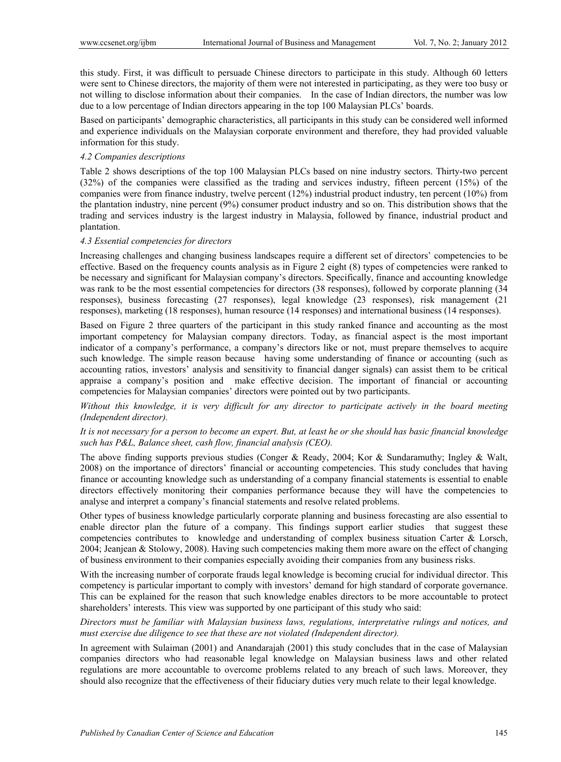this study. First, it was difficult to persuade Chinese directors to participate in this study. Although 60 letters were sent to Chinese directors, the majority of them were not interested in participating, as they were too busy or not willing to disclose information about their companies. In the case of Indian directors, the number was low due to a low percentage of Indian directors appearing in the top 100 Malaysian PLCs' boards.

Based on participants' demographic characteristics, all participants in this study can be considered well informed and experience individuals on the Malaysian corporate environment and therefore, they had provided valuable information for this study.

### *4.2 Companies descriptions*

Table 2 shows descriptions of the top 100 Malaysian PLCs based on nine industry sectors. Thirty-two percent (32%) of the companies were classified as the trading and services industry, fifteen percent (15%) of the companies were from finance industry, twelve percent (12%) industrial product industry, ten percent (10%) from the plantation industry, nine percent (9%) consumer product industry and so on. This distribution shows that the trading and services industry is the largest industry in Malaysia, followed by finance, industrial product and plantation.

### *4.3 Essential competencies for directors*

Increasing challenges and changing business landscapes require a different set of directors' competencies to be effective. Based on the frequency counts analysis as in Figure 2 eight (8) types of competencies were ranked to be necessary and significant for Malaysian company's directors. Specifically, finance and accounting knowledge was rank to be the most essential competencies for directors (38 responses), followed by corporate planning (34 responses), business forecasting (27 responses), legal knowledge (23 responses), risk management (21 responses), marketing (18 responses), human resource (14 responses) and international business (14 responses).

Based on Figure 2 three quarters of the participant in this study ranked finance and accounting as the most important competency for Malaysian company directors. Today, as financial aspect is the most important indicator of a company's performance, a company's directors like or not, must prepare themselves to acquire such knowledge. The simple reason because having some understanding of finance or accounting (such as accounting ratios, investors' analysis and sensitivity to financial danger signals) can assist them to be critical appraise a company's position and make effective decision. The important of financial or accounting competencies for Malaysian companies' directors were pointed out by two participants.

*Without this knowledge, it is very difficult for any director to participate actively in the board meeting (Independent director).*

*It is not necessary for a person to become an expert. But, at least he or she should has basic financial knowledge such has P&L, Balance sheet, cash flow, financial analysis (CEO).*

The above finding supports previous studies (Conger & Ready, 2004; Kor & Sundaramuthy; Ingley & Walt, 2008) on the importance of directors' financial or accounting competencies. This study concludes that having finance or accounting knowledge such as understanding of a company financial statements is essential to enable directors effectively monitoring their companies performance because they will have the competencies to analyse and interpret a company's financial statements and resolve related problems.

Other types of business knowledge particularly corporate planning and business forecasting are also essential to enable director plan the future of a company. This findings support earlier studies that suggest these competencies contributes to knowledge and understanding of complex business situation Carter & Lorsch, 2004; Jeanjean & Stolowy, 2008). Having such competencies making them more aware on the effect of changing of business environment to their companies especially avoiding their companies from any business risks.

With the increasing number of corporate frauds legal knowledge is becoming crucial for individual director. This competency is particular important to comply with investors' demand for high standard of corporate governance. This can be explained for the reason that such knowledge enables directors to be more accountable to protect shareholders' interests. This view was supported by one participant of this study who said:

*Directors must be familiar with Malaysian business laws, regulations, interpretative rulings and notices, and must exercise due diligence to see that these are not violated (Independent director).*

In agreement with Sulaiman (2001) and Anandarajah (2001) this study concludes that in the case of Malaysian companies directors who had reasonable legal knowledge on Malaysian business laws and other related regulations are more accountable to overcome problems related to any breach of such laws. Moreover, they should also recognize that the effectiveness of their fiduciary duties very much relate to their legal knowledge.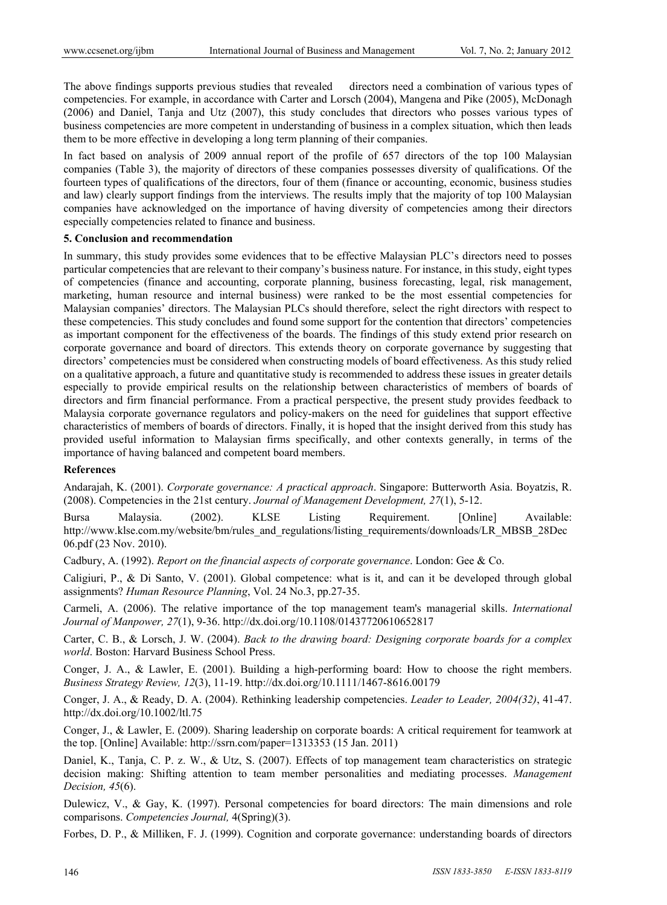The above findings supports previous studies that revealed directors need a combination of various types of competencies. For example, in accordance with Carter and Lorsch (2004), Mangena and Pike (2005), McDonagh (2006) and Daniel, Tanja and Utz (2007), this study concludes that directors who posses various types of business competencies are more competent in understanding of business in a complex situation, which then leads them to be more effective in developing a long term planning of their companies.

In fact based on analysis of 2009 annual report of the profile of 657 directors of the top 100 Malaysian companies (Table 3), the majority of directors of these companies possesses diversity of qualifications. Of the fourteen types of qualifications of the directors, four of them (finance or accounting, economic, business studies and law) clearly support findings from the interviews. The results imply that the majority of top 100 Malaysian companies have acknowledged on the importance of having diversity of competencies among their directors especially competencies related to finance and business.

## 5. Conclusion and recommendation

In summary, this study provides some evidences that to be effective Malaysian PLC's directors need to posses particular competencies that are relevant to their company's business nature. For instance, in this study, eight types of competencies (finance and accounting, corporate planning, business forecasting, legal, risk management, marketing, human resource and internal business) were ranked to be the most essential competencies for Malaysian companies' directors. The Malaysian PLCs should therefore, select the right directors with respect to these competencies. This study concludes and found some support for the contention that directors' competencies as important component for the effectiveness of the boards. The findings of this study extend prior research on corporate governance and board of directors. This extends theory on corporate governance by suggesting that directors' competencies must be considered when constructing models of board effectiveness. As this study relied on a qualitative approach, a future and quantitative study is recommended to address these issues in greater details especially to provide empirical results on the relationship between characteristics of members of boards of directors and firm financial performance. From a practical perspective, the present study provides feedback to Malaysia corporate governance regulators and policy-makers on the need for guidelines that support effective characteristics of members of boards of directors. Finally, it is hoped that the insight derived from this study has provided useful information to Malaysian firms specifically, and other contexts generally, in terms of the importance of having balanced and competent board members.

## References

Andarajah, K. (2001). *Corporate governance: A practical approach*. Singapore: Butterworth Asia. Boyatzis, R. (2008). Competencies in the 21st century. *Journal of Management Development, 27*(1), 5-12.

Bursa Malaysia. (2002). KLSE Listing Requirement. [Online] Available: http://www.klse.com.my/website/bm/rules_and_regulations/listing_requirements/downloads/LR_MBSB_28Dec06.pdf (23 Nov. 2010).

Cadbury, A. (1992). *Report on the financial aspects of corporate governance*. London: Gee & Co.

Caligiuri, P., & Di Santo, V. (2001). Global competence: what is it, and can it be developed through global assignments? *Human Resource Planning*, Vol. 24 No.3, pp.27-35.

Carmeli, A. (2006). The relative importance of the top management team's managerial skills. *International Journal of Manpower, 27*(1), 9-36. http://dx.doi.org/10.1108/01437720610652817

Carter, C. B., & Lorsch, J. W. (2004). *Back to the drawing board: Designing corporate boards for a complex world*. Boston: Harvard Business School Press.

Conger, J. A., & Lawler, E. (2001). Building a high-performing board: How to choose the right members. *Business Strategy Review, 12*(3), 11-19. http://dx.doi.org/10.1111/1467-8616.00179

Conger, J. A., & Ready, D. A. (2004). Rethinking leadership competencies. *Leader to Leader, 2004(32)*, 41-47. http://dx.doi.org/10.1002/ltl.75

Conger, J., & Lawler, E. (2009). Sharing leadership on corporate boards: A critical requirement for teamwork at the top. [Online] Available: http://ssrn.com/paper=1313353 (15 Jan. 2011)

Daniel, K., Tanja, C. P. z. W., & Utz, S. (2007). Effects of top management team characteristics on strategic decision making: Shifting attention to team member personalities and mediating processes. *Management Decision, 45*(6).

Dulewicz, V., & Gay, K. (1997). Personal competencies for board directors: The main dimensions and role comparisons. *Competencies Journal,* 4(Spring)(3).

Forbes, D. P., & Milliken, F. J. (1999). Cognition and corporate governance: understanding boards of directors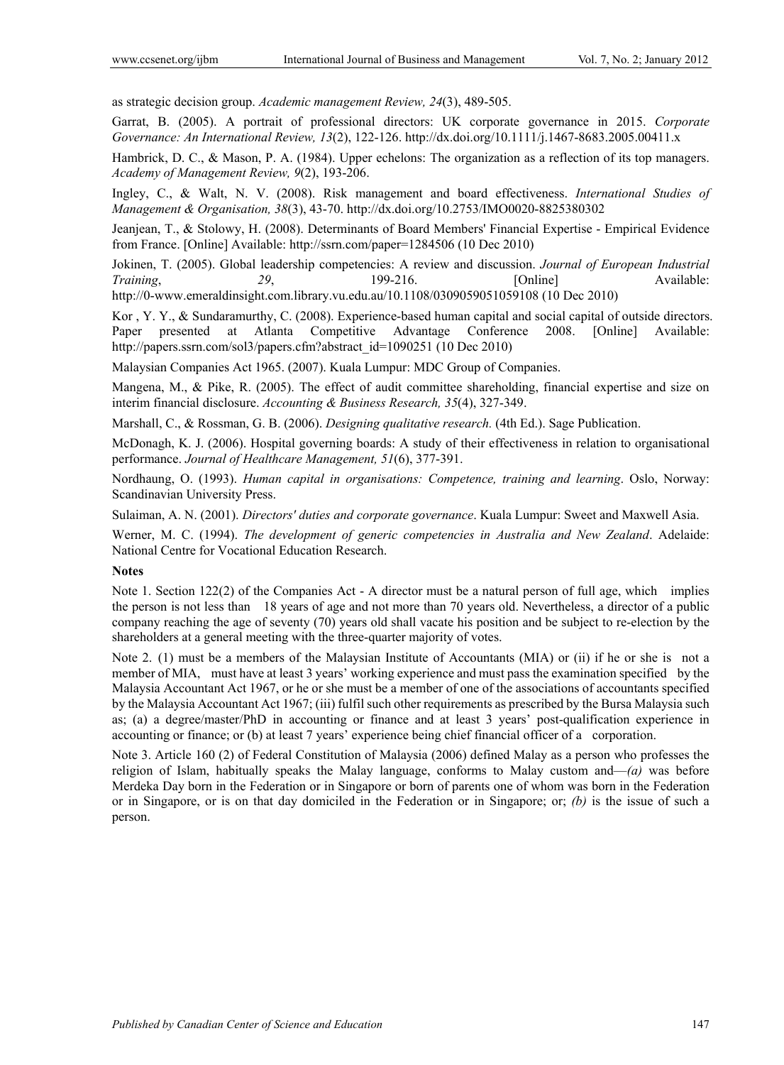as strategic decision group. *Academic management Review, 24*(3), 489-505.

Garrat, B. (2005). A portrait of professional directors: UK corporate governance in 2015. *Corporate Governance: An International Review, 13*(2), 122-126. http://dx.doi.org/10.1111/j.1467-8683.2005.00411.x

Hambrick, D. C., & Mason, P. A. (1984). Upper echelons: The organization as a reflection of its top managers. *Academy of Management Review, 9*(2), 193-206.

Ingley, C., & Walt, N. V. (2008). Risk management and board effectiveness. *International Studies of Management & Organisation, 38*(3), 43-70. http://dx.doi.org/10.2753/IMO0020-8825380302

Jeanjean, T., & Stolowy, H. (2008). Determinants of Board Members' Financial Expertise - Empirical Evidence from France. [Online] Available: http://ssrn.com/paper=1284506 (10 Dec 2010)

Jokinen, T. (2005). Global leadership competencies: A review and discussion. *Journal of European Industrial Training*, *29*, 199-216. [Online] Available: http://0-www.emeraldinsight.com.library.vu.edu.au/10.1108/0309059051059108 (10 Dec 2010)

Kor , Y. Y., & Sundaramurthy, C. (2008). Experience-based human capital and social capital of outside directors. Paper presented at Atlanta Competitive Advantage Conference 2008. [Online] Available: http://papers.ssrn.com/sol3/papers.cfm?abstract_id=1090251 (10 Dec 2010)

Malaysian Companies Act 1965. (2007). Kuala Lumpur: MDC Group of Companies.

Mangena, M., & Pike, R. (2005). The effect of audit committee shareholding, financial expertise and size on interim financial disclosure. *Accounting & Business Research, 35*(4), 327-349.

Marshall, C., & Rossman, G. B. (2006). *Designing qualitative research.* (4th Ed.). Sage Publication.

McDonagh, K. J. (2006). Hospital governing boards: A study of their effectiveness in relation to organisational performance. *Journal of Healthcare Management, 51*(6), 377-391.

Nordhaung, O. (1993). *Human capital in organisations: Competence, training and learning*. Oslo, Norway: Scandinavian University Press.

Sulaiman, A. N. (2001). *Directors' duties and corporate governance*. Kuala Lumpur: Sweet and Maxwell Asia.

Werner, M. C. (1994). *The development of generic competencies in Australia and New Zealand*. Adelaide: National Centre for Vocational Education Research.

**Notes**

Note 1. Section 122(2) of the Companies Act - A director must be a natural person of full age, which implies the person is not less than 18 years of age and not more than 70 years old. Nevertheless, a director of a public company reaching the age of seventy (70) years old shall vacate his position and be subject to re-election by the shareholders at a general meeting with the three-quarter majority of votes.

Note 2. (1) must be a members of the Malaysian Institute of Accountants (MIA) or (ii) if he or she is not a member of MIA, must have at least 3 years' working experience and must pass the examination specified by the Malaysia Accountant Act 1967, or he or she must be a member of one of the associations of accountants specified by the Malaysia Accountant Act 1967; (iii) fulfil such other requirements as prescribed by the Bursa Malaysia such as; (a) a degree/master/PhD in accounting or finance and at least 3 years' post-qualification experience in accounting or finance; or (b) at least 7 years' experience being chief financial officer of a corporation.

Note 3. Article 160 (2) of Federal Constitution of Malaysia (2006) defined Malay as a person who professes the religion of Islam, habitually speaks the Malay language, conforms to Malay custom and—*(a)* was before Merdeka Day born in the Federation or in Singapore or born of parents one of whom was born in the Federation or in Singapore, or is on that day domiciled in the Federation or in Singapore; or; *(b)* is the issue of such a person.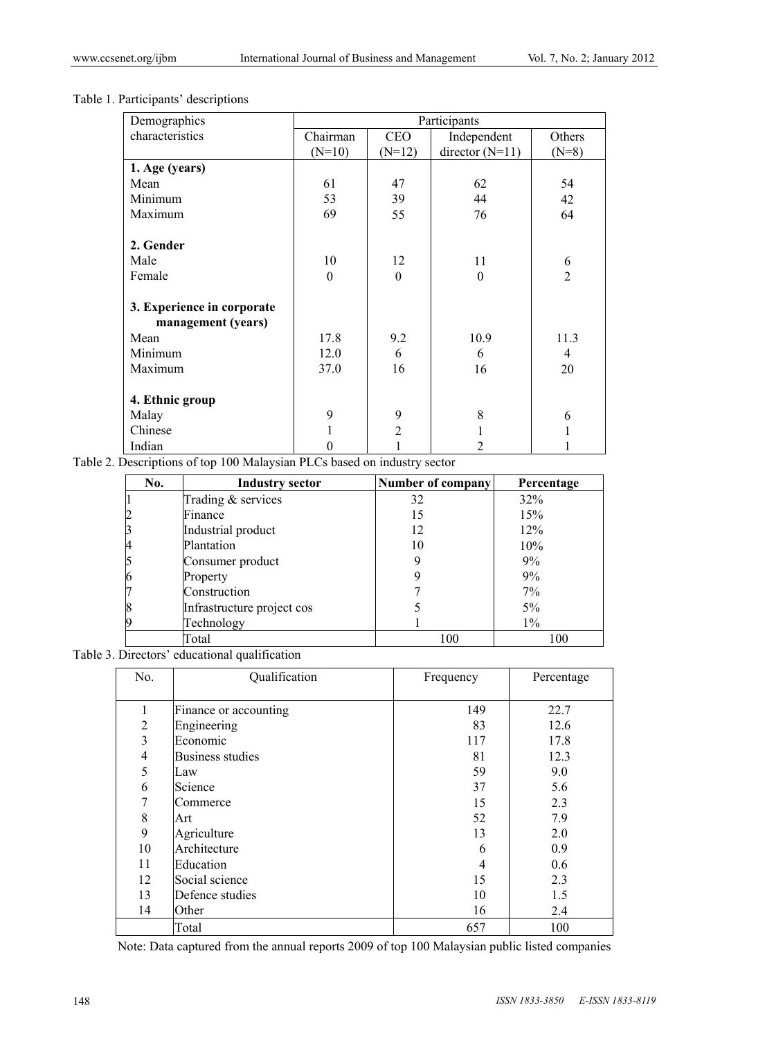Table 1. Participants' descriptions

| Demographics characteristics | Participants | | | |
|---|---|---|---|---|
| | Chairman (N=10) | CEO (N=12) | Independent director (N=11) | Others (N=8) |
| **1. Age (years)** | | | | |
| Mean | 61 | 47 | 62 | 54 |
| Minimum | 53 | 39 | 44 | 42 |
| Maximum | 69 | 55 | 76 | 64 |
| **2. Gender** | | | | |
| Male | 10 | 12 | 11 | 6 |
| Female | 0 | 0 | 0 | 2 |
| **3. Experience in corporate management (years)** | | | | |
| Mean | 17.8 | 9.2 | 10.9 | 11.3 |
| Minimum | 12.0 | 6 | 6 | 4 |
| Maximum | 37.0 | 16 | 16 | 20 |
| **4. Ethnic group** | | | | |
| Malay | 9 | 9 | 8 | 6 |
| Chinese | 1 | 2 | 1 | 1 |
| Indian | 0 | 1 | 2 | 1 |

Table 2. Descriptions of top 100 Malaysian PLCs based on industry sector

| No. | Industry sector | Number of company | Percentage |
|---|---|---|---|
| 1 | Trading & services | 32 | 32% |
| 2 | Finance | 15 | 15% |
| 3 | Industrial product | 12 | 12% |
| 4 | Plantation | 10 | 10% |
| 5 | Consumer product | 9 | 9% |
| 6 | Property | 9 | 9% |
| 7 | Construction | 7 | 7% |
| 8 | Infrastructure project cos | 5 | 5% |
| 9 | Technology | 1 | 1% |
| | Total | 100 | 100 |

Table 3. Directors' educational qualification

| No. | Qualification | Frequency | Percentage |
|---|---|---|---|
| 1 | Finance or accounting | 149 | 22.7 |
| 2 | Engineering | 83 | 12.6 |
| 3 | Economic | 117 | 17.8 |
| 4 | Business studies | 81 | 12.3 |
| 5 | Law | 59 | 9.0 |
| 6 | Science | 37 | 5.6 |
| 7 | Commerce | 15 | 2.3 |
| 8 | Art | 52 | 7.9 |
| 9 | Agriculture | 13 | 2.0 |
| 10 | Architecture | 6 | 0.9 |
| 11 | Education | 4 | 0.6 |
| 12 | Social science | 15 | 2.3 |
| 13 | Defence studies | 10 | 1.5 |
| 14 | Other | 16 | 2.4 |
| | Total | 657 | 100 |

Note: Data captured from the annual reports 2009 of top 100 Malaysian public listed companies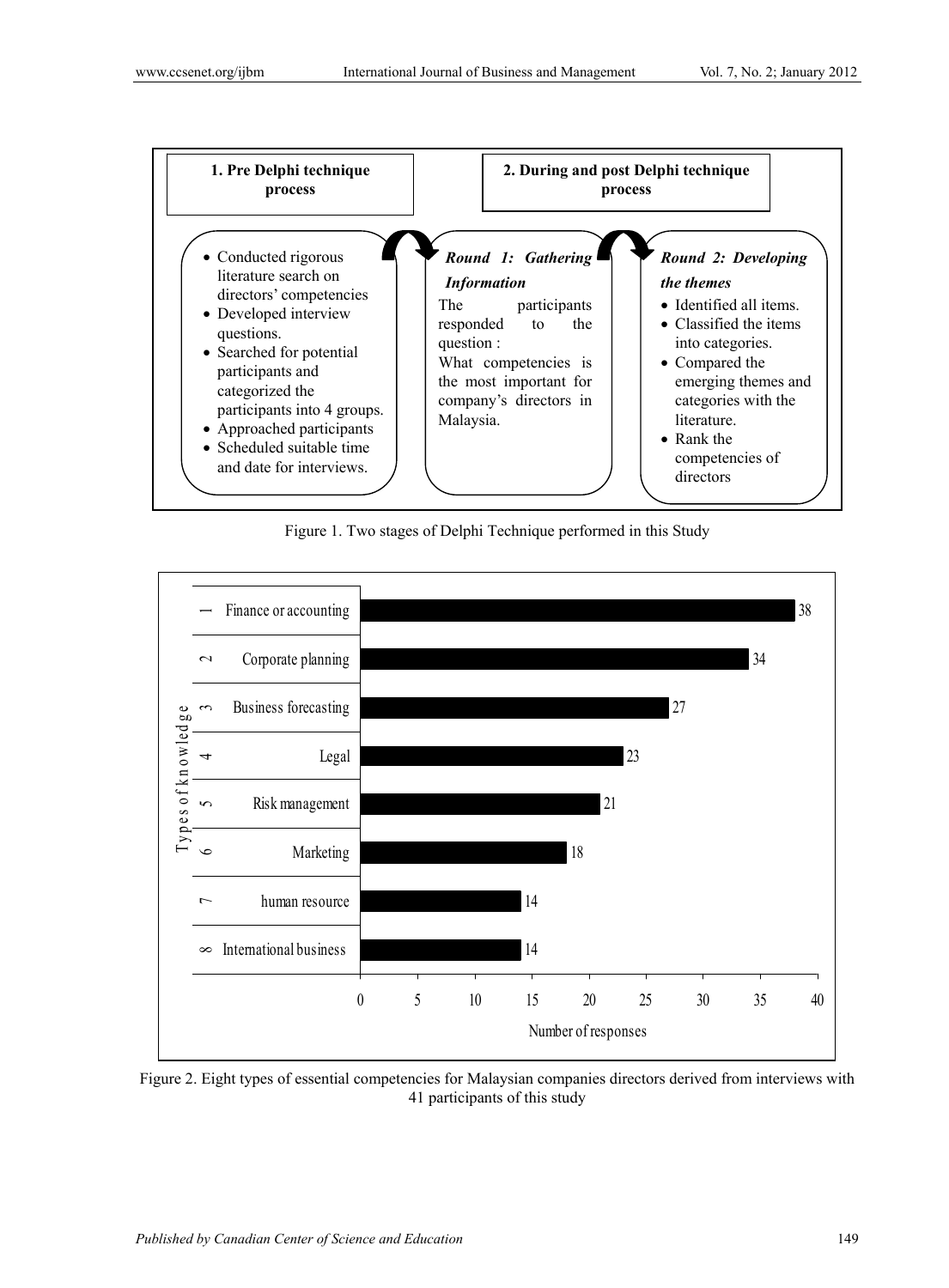**1. Pre Delphi technique process**

**2. During and post Delphi technique process**

- Conducted rigorous literature search on directors' competencies
- Developed interview questions.
- Searched for potential participants and categorized the participants into 4 groups.
- Approached participants
- Scheduled suitable time and date for interviews.

***Round 1: Gathering Information***

The participants responded to the question :
What competencies is the most important for company's directors in Malaysia.

***Round 2: Developing the themes***

- Identified all items.
- Classified the items into categories.
- Compared the emerging themes and categories with the literature.
- Rank the competencies of directors

Figure 1. Two stages of Delphi Technique performed in this Study

Types of knowledge

1 Finance or accounting 38
2 Corporate planning 34
3 Business forecasting 27
4 Legal 23
5 Risk management 21
6 Marketing 18
7 human resource 14
8 International business 14

0 5 10 15 20 25 30 35 40

Number of responses

Figure 2. Eight types of essential competencies for Malaysian companies directors derived from interviews with 41 participants of this study